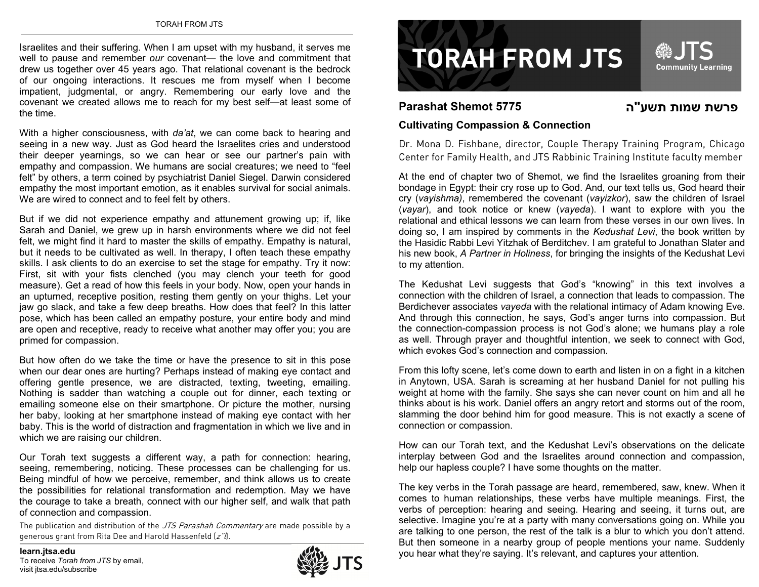# TORAH FROM JTS

JTS Community Learning

## Parashat Shemot 5775

## פרשת שמות תשע"ה

### Cultivating Compassion & Connection

Dr. Mona D. Fishbane, director, Couple Therapy Training Program, Chicago Center for Family Health, and JTS Rabbinic Training Institute faculty member

At the end of chapter two of Shemot, we find the Israelites groaning from their bondage in Egypt: their cry rose up to God. And, our text tells us, God heard their cry (*vayishma)*, remembered the covenant (*vayizkor*), saw the children of Israel (*vayar*), and took notice or knew (*vayeda*). I want to explore with you the relational and ethical lessons we can learn from these verses in our own lives. In doing so, I am inspired by comments in the *Kedushat Levi*, the book written by the Hasidic Rabbi Levi Yitzhak of Berditchev. I am grateful to Jonathan Slater and his new book, *A Partner in Holiness*, for bringing the insights of the Kedushat Levi to my attention.

The Kedushat Levi suggests that God's "knowing" in this text involves a connection with the children of Israel, a connection that leads to compassion. The Berdichever associates *vayeda* with the relational intimacy of Adam knowing Eve. And through this connection, he says, God's anger turns into compassion. But the connection-compassion process is not God's alone; we humans play a role as well. Through prayer and thoughtful intention, we seek to connect with God, which evokes God's connection and compassion.

From this lofty scene, let's come down to earth and listen in on a fight in a kitchen in Anytown, USA. Sarah is screaming at her husband Daniel for not pulling his weight at home with the family. She says she can never count on him and all he thinks about is his work. Daniel offers an angry retort and storms out of the room, slamming the door behind him for good measure. This is not exactly a scene of connection or compassion.

How can our Torah text, and the Kedushat Levi's observations on the delicate interplay between God and the Israelites around connection and compassion, help our hapless couple? I have some thoughts on the matter.

The key verbs in the Torah passage are heard, remembered, saw, knew. When it comes to human relationships, these verbs have multiple meanings. First, the verbs of perception: hearing and seeing. Hearing and seeing, it turns out, are selective. Imagine you're at a party with many conversations going on. While you are talking to one person, the rest of the talk is a blur to which you don't attend. But then someone in a nearby group of people mentions your name. Suddenly you hear what they're saying. It's relevant, and captures your attention.

Israelites and their suffering. When I am upset with my husband, it serves me well to pause and remember *our* covenant— the love and commitment that drew us together over 45 years ago. That relational covenant is the bedrock of our ongoing interactions. It rescues me from myself when I become impatient, judgmental, or angry. Remembering our early love and the covenant we created allows me to reach for my best self—at least some of the time.

With a higher consciousness, with *da'at*, we can come back to hearing and seeing in a new way. Just as God heard the Israelites cries and understood their deeper yearnings, so we can hear or see our partner's pain with empathy and compassion. We humans are social creatures; we need to "feel felt" by others, a term coined by psychiatrist Daniel Siegel. Darwin considered empathy the most important emotion, as it enables survival for social animals. We are wired to connect and to feel felt by others.

But if we did not experience empathy and attunement growing up; if, like Sarah and Daniel, we grew up in harsh environments where we did not feel felt, we might find it hard to master the skills of empathy. Empathy is natural, but it needs to be cultivated as well. In therapy, I often teach these empathy skills. I ask clients to do an exercise to set the stage for empathy. Try it now: First, sit with your fists clenched (you may clench your teeth for good measure). Get a read of how this feels in your body. Now, open your hands in an upturned, receptive position, resting them gently on your thighs. Let your jaw go slack, and take a few deep breaths. How does that feel? In this latter pose, which has been called an empathy posture, your entire body and mind are open and receptive, ready to receive what another may offer you; you are primed for compassion.

But how often do we take the time or have the presence to sit in this pose when our dear ones are hurting? Perhaps instead of making eye contact and offering gentle presence, we are distracted, texting, tweeting, emailing. Nothing is sadder than watching a couple out for dinner, each texting or emailing someone else on their smartphone. Or picture the mother, nursing her baby, looking at her smartphone instead of making eye contact with her baby. This is the world of distraction and fragmentation in which we live and in which we are raising our children.

Our Torah text suggests a different way, a path for connection: hearing, seeing, remembering, noticing. These processes can be challenging for us. Being mindful of how we perceive, remember, and think allows us to create the possibilities for relational transformation and redemption. May we have the courage to take a breath, connect with our higher self, and walk that path of connection and compassion.

The publication and distribution of the *JTS Parashah Commentary* are made possible by a generous grant from Rita Dee and Harold Hassenfeld (*z"l*).

**learn.jtsa.edu**
To receive *Torah from JTS* by email, visit jtsa.edu/subscribe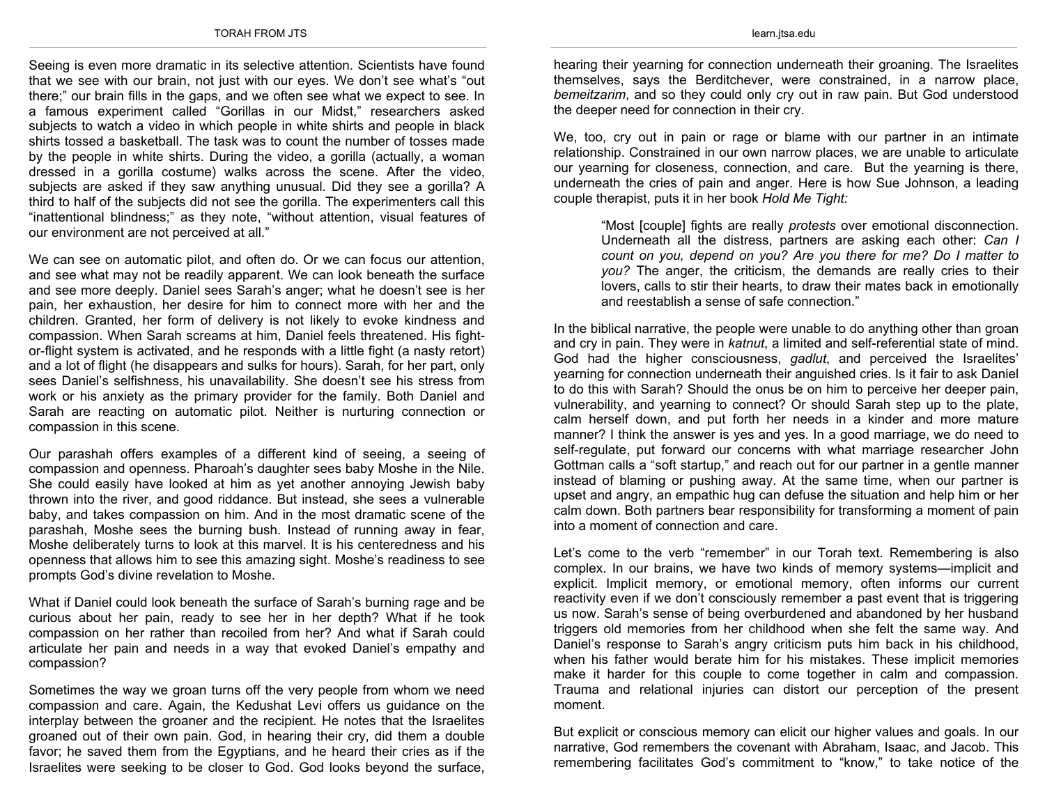Seeing is even more dramatic in its selective attention. Scientists have found that we see with our brain, not just with our eyes. We don't see what's "out there;" our brain fills in the gaps, and we often see what we expect to see. In a famous experiment called "Gorillas in our Midst," researchers asked subjects to watch a video in which people in white shirts and people in black shirts tossed a basketball. The task was to count the number of tosses made by the people in white shirts. During the video, a gorilla (actually, a woman dressed in a gorilla costume) walks across the scene. After the video, subjects are asked if they saw anything unusual. Did they see a gorilla? A third to half of the subjects did not see the gorilla. The experimenters call this "inattentional blindness;" as they note, "without attention, visual features of our environment are not perceived at all."

We can see on automatic pilot, and often do. Or we can focus our attention, and see what may not be readily apparent. We can look beneath the surface and see more deeply. Daniel sees Sarah's anger; what he doesn't see is her pain, her exhaustion, her desire for him to connect more with her and the children. Granted, her form of delivery is not likely to evoke kindness and compassion. When Sarah screams at him, Daniel feels threatened. His fight-or-flight system is activated, and he responds with a little fight (a nasty retort) and a lot of flight (he disappears and sulks for hours). Sarah, for her part, only sees Daniel's selfishness, his unavailability. She doesn't see his stress from work or his anxiety as the primary provider for the family. Both Daniel and Sarah are reacting on automatic pilot. Neither is nurturing connection or compassion in this scene.

Our parashah offers examples of a different kind of seeing, a seeing of compassion and openness. Pharoah's daughter sees baby Moshe in the Nile. She could easily have looked at him as yet another annoying Jewish baby thrown into the river, and good riddance. But instead, she sees a vulnerable baby, and takes compassion on him. And in the most dramatic scene of the parashah, Moshe sees the burning bush. Instead of running away in fear, Moshe deliberately turns to look at this marvel. It is his centeredness and his openness that allows him to see this amazing sight. Moshe's readiness to see prompts God's divine revelation to Moshe.

What if Daniel could look beneath the surface of Sarah's burning rage and be curious about her pain, ready to see her in her depth? What if he took compassion on her rather than recoiled from her? And what if Sarah could articulate her pain and needs in a way that evoked Daniel's empathy and compassion?

Sometimes the way we groan turns off the very people from whom we need compassion and care. Again, the Kedushat Levi offers us guidance on the interplay between the groaner and the recipient. He notes that the Israelites groaned out of their own pain. God, in hearing their cry, did them a double favor; he saved them from the Egyptians, and he heard their cries as if the Israelites were seeking to be closer to God. God looks beyond the surface, hearing their yearning for connection underneath their groaning. The Israelites themselves, says the Berditchever, were constrained, in a narrow place, *bemeitzarim*, and so they could only cry out in raw pain. But God understood the deeper need for connection in their cry.

We, too, cry out in pain or rage or blame with our partner in an intimate relationship. Constrained in our own narrow places, we are unable to articulate our yearning for closeness, connection, and care. But the yearning is there, underneath the cries of pain and anger. Here is how Sue Johnson, a leading couple therapist, puts it in her book *Hold Me Tight:*

> "Most [couple] fights are really *protests* over emotional disconnection. Underneath all the distress, partners are asking each other: *Can I count on you, depend on you? Are you there for me? Do I matter to you?* The anger, the criticism, the demands are really cries to their lovers, calls to stir their hearts, to draw their mates back in emotionally and reestablish a sense of safe connection."

In the biblical narrative, the people were unable to do anything other than groan and cry in pain. They were in *katnut*, a limited and self-referential state of mind. God had the higher consciousness, *gadlut*, and perceived the Israelites' yearning for connection underneath their anguished cries. Is it fair to ask Daniel to do this with Sarah? Should the onus be on him to perceive her deeper pain, vulnerability, and yearning to connect? Or should Sarah step up to the plate, calm herself down, and put forth her needs in a kinder and more mature manner? I think the answer is yes and yes. In a good marriage, we do need to self-regulate, put forward our concerns with what marriage researcher John Gottman calls a "soft startup," and reach out for our partner in a gentle manner instead of blaming or pushing away. At the same time, when our partner is upset and angry, an empathic hug can defuse the situation and help him or her calm down. Both partners bear responsibility for transforming a moment of pain into a moment of connection and care.

Let's come to the verb "remember" in our Torah text. Remembering is also complex. In our brains, we have two kinds of memory systems—implicit and explicit. Implicit memory, or emotional memory, often informs our current reactivity even if we don't consciously remember a past event that is triggering us now. Sarah's sense of being overburdened and abandoned by her husband triggers old memories from her childhood when she felt the same way. And Daniel's response to Sarah's angry criticism puts him back in his childhood, when his father would berate him for his mistakes. These implicit memories make it harder for this couple to come together in calm and compassion. Trauma and relational injuries can distort our perception of the present moment.

But explicit or conscious memory can elicit our higher values and goals. In our narrative, God remembers the covenant with Abraham, Isaac, and Jacob. This remembering facilitates God's commitment to "know," to take notice of the